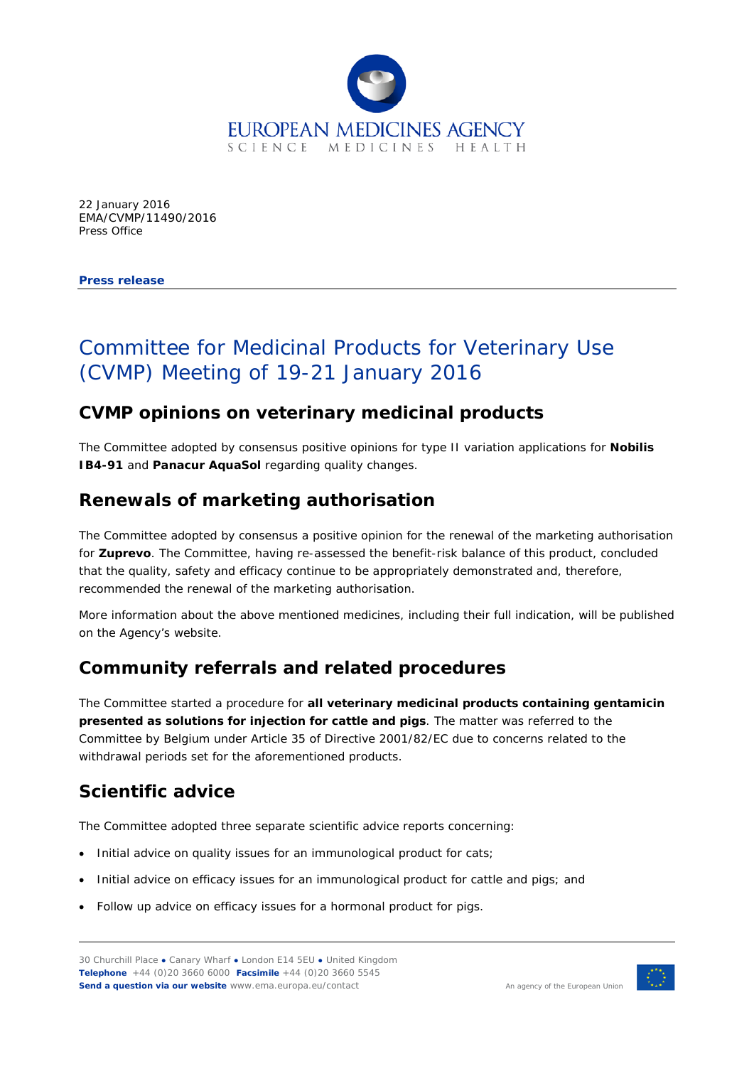22 January 2016
EMA/CVMP/11490/2016
Press Office

**Press release**

# Committee for Medicinal Products for Veterinary Use (CVMP) Meeting of 19-21 January 2016

## CVMP opinions on veterinary medicinal products

The Committee adopted by consensus positive opinions for type II variation applications for **Nobilis IB4-91** and **Panacur AquaSol** regarding quality changes.

## Renewals of marketing authorisation

The Committee adopted by consensus a positive opinion for the renewal of the marketing authorisation for **Zuprevo**. The Committee, having re-assessed the benefit-risk balance of this product, concluded that the quality, safety and efficacy continue to be appropriately demonstrated and, therefore, recommended the renewal of the marketing authorisation.

More information about the above mentioned medicines, including their full indication, will be published on the Agency's website.

## Community referrals and related procedures

The Committee started a procedure for **all veterinary medicinal products containing gentamicin presented as solutions for injection for cattle and pigs**. The matter was referred to the Committee by Belgium under Article 35 of Directive 2001/82/EC due to concerns related to the withdrawal periods set for the aforementioned products.

## Scientific advice

The Committee adopted three separate scientific advice reports concerning:

- Initial advice on quality issues for an immunological product for cats;
- Initial advice on efficacy issues for an immunological product for cattle and pigs; and
- Follow up advice on efficacy issues for a hormonal product for pigs.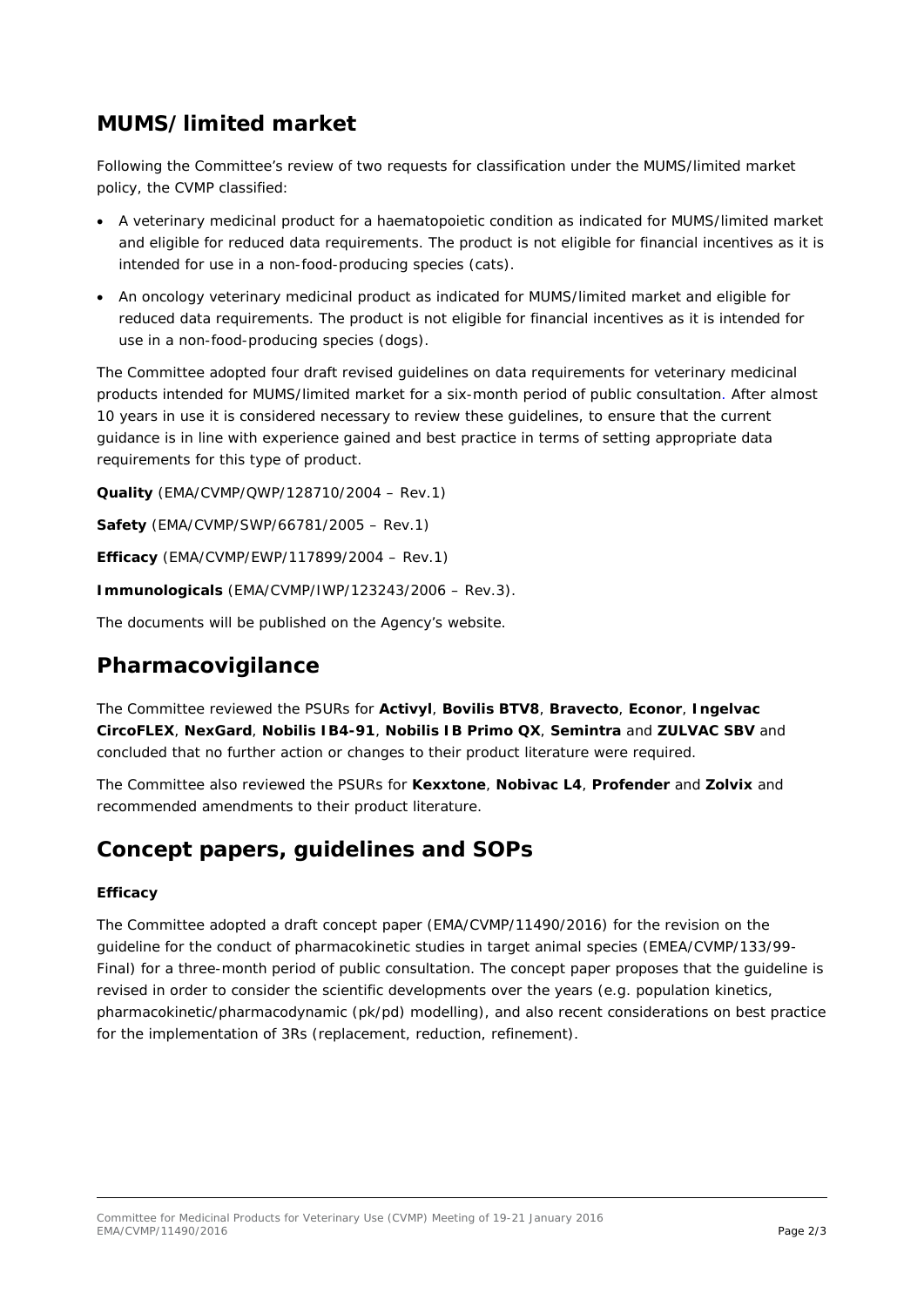## MUMS/limited market

Following the Committee's review of two requests for classification under the MUMS/limited market policy, the CVMP classified:

- A veterinary medicinal product for a haematopoietic condition as indicated for MUMS/limited market and eligible for reduced data requirements. The product is not eligible for financial incentives as it is intended for use in a non-food-producing species (cats).
- An oncology veterinary medicinal product as indicated for MUMS/limited market and eligible for reduced data requirements. The product is not eligible for financial incentives as it is intended for use in a non-food-producing species (dogs).

The Committee adopted four draft revised guidelines on data requirements for veterinary medicinal products intended for MUMS/limited market for a six-month period of public consultation. After almost 10 years in use it is considered necessary to review these guidelines, to ensure that the current guidance is in line with experience gained and best practice in terms of setting appropriate data requirements for this type of product.

**Quality** (EMA/CVMP/QWP/128710/2004 – Rev.1)

**Safety** (EMA/CVMP/SWP/66781/2005 – Rev.1)

**Efficacy** (EMA/CVMP/EWP/117899/2004 – Rev.1)

**Immunologicals** (EMA/CVMP/IWP/123243/2006 – Rev.3).

The documents will be published on the Agency's website.

## Pharmacovigilance

The Committee reviewed the PSURs for **Activyl**, **Bovilis BTV8**, **Bravecto**, **Econor**, **Ingelvac CircoFLEX**, **NexGard**, **Nobilis IB4-91**, **Nobilis IB Primo QX**, **Semintra** and **ZULVAC SBV** and concluded that no further action or changes to their product literature were required.

The Committee also reviewed the PSURs for **Kexxtone**, **Nobivac L4**, **Profender** and **Zolvix** and recommended amendments to their product literature.

## Concept papers, guidelines and SOPs

### Efficacy

The Committee adopted a draft concept paper (EMA/CVMP/11490/2016) for the revision on the guideline for the conduct of pharmacokinetic studies in target animal species (EMEA/CVMP/133/99-Final) for a three-month period of public consultation. The concept paper proposes that the guideline is revised in order to consider the scientific developments over the years (e.g. population kinetics, pharmacokinetic/pharmacodynamic (pk/pd) modelling), and also recent considerations on best practice for the implementation of 3Rs (replacement, reduction, refinement).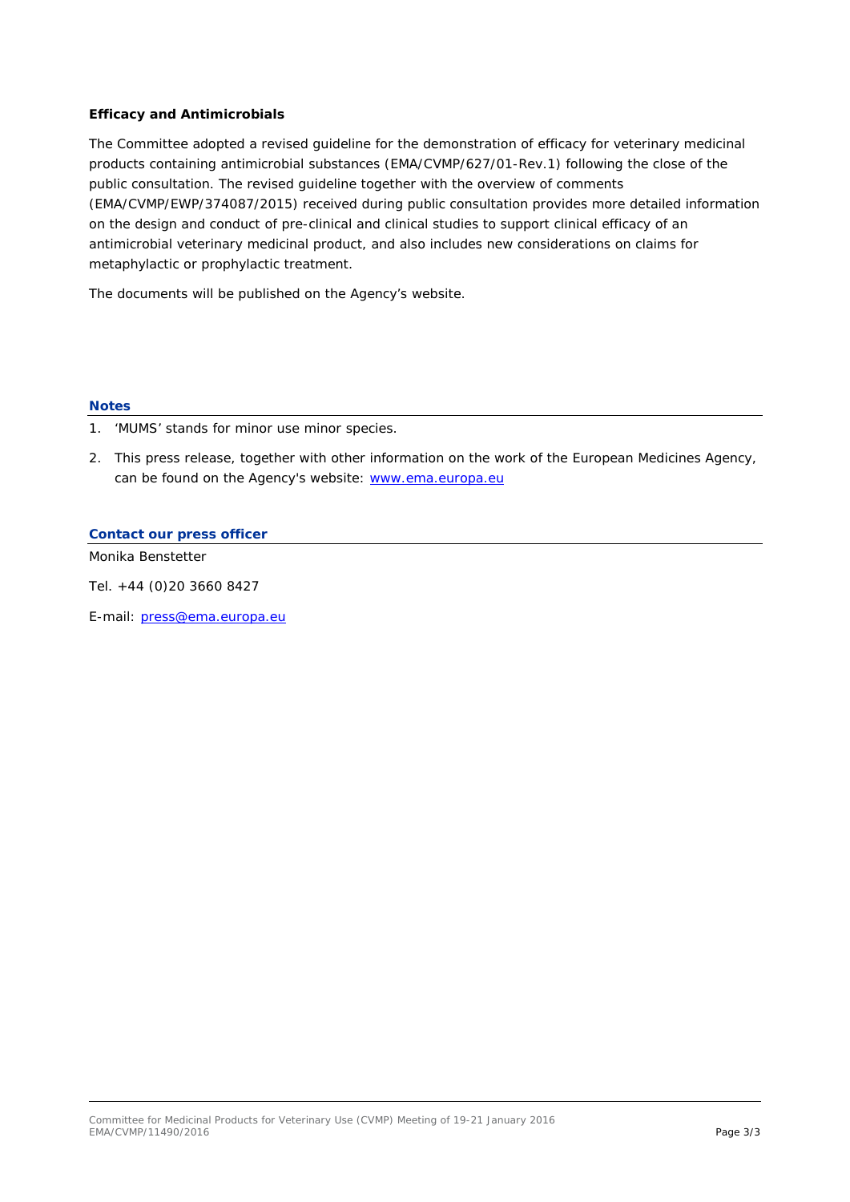**Efficacy and Antimicrobials**

The Committee adopted a revised guideline for the demonstration of efficacy for veterinary medicinal products containing antimicrobial substances (EMA/CVMP/627/01-Rev.1) following the close of the public consultation. The revised guideline together with the overview of comments (EMA/CVMP/EWP/374087/2015) received during public consultation provides more detailed information on the design and conduct of pre-clinical and clinical studies to support clinical efficacy of an antimicrobial veterinary medicinal product, and also includes new considerations on claims for metaphylactic or prophylactic treatment.

The documents will be published on the Agency's website.

## Notes

1. 'MUMS' stands for minor use minor species.
2. This press release, together with other information on the work of the European Medicines Agency, can be found on the Agency's website: www.ema.europa.eu

## Contact our press officer

Monika Benstetter

Tel. +44 (0)20 3660 8427

E-mail: press@ema.europa.eu